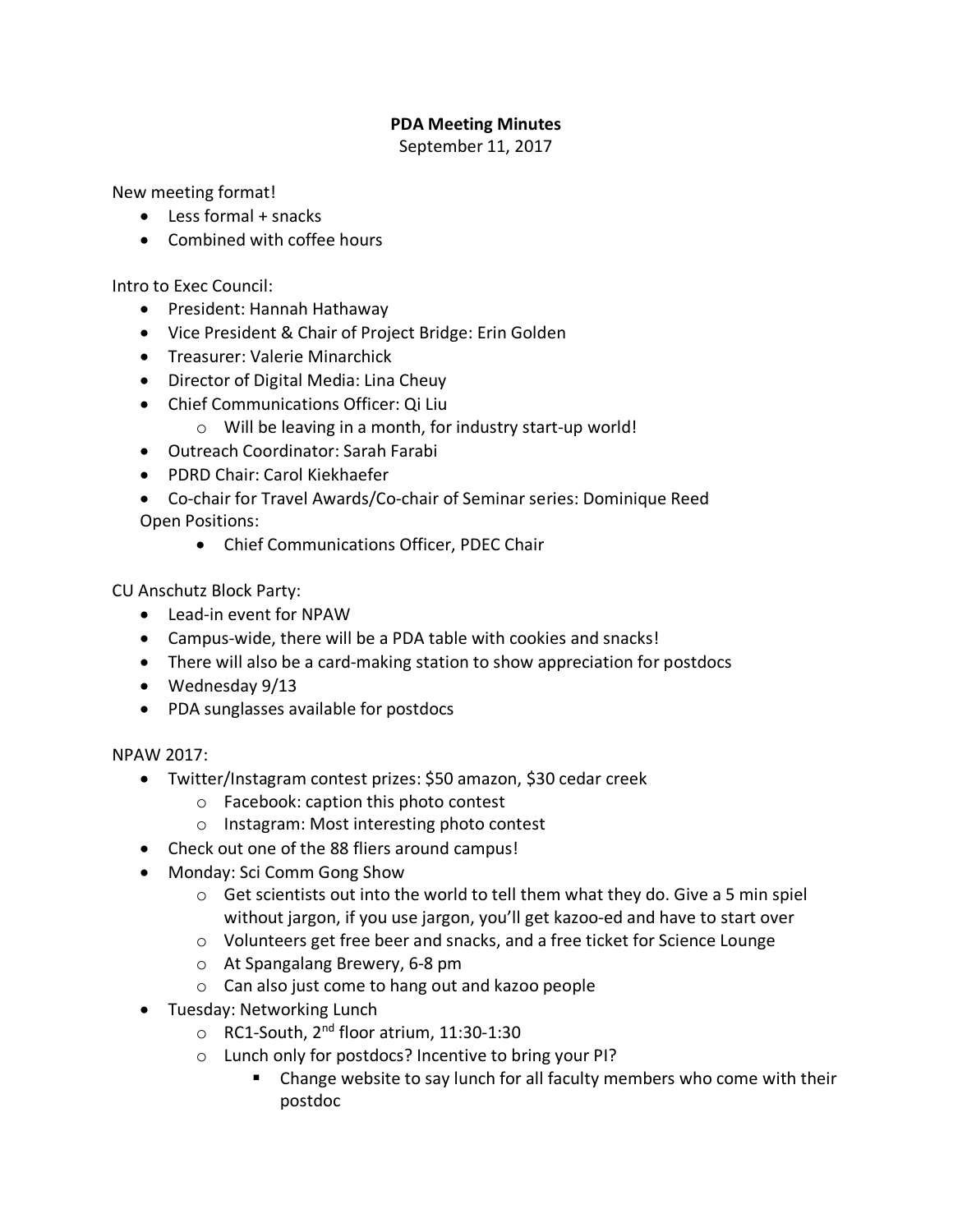**PDA Meeting Minutes**

September 11, 2017

New meeting format!

- Less formal + snacks
- Combined with coffee hours

Intro to Exec Council:

- President: Hannah Hathaway
- Vice President & Chair of Project Bridge: Erin Golden
- Treasurer: Valerie Minarchick
- Director of Digital Media: Lina Cheuy
- Chief Communications Officer: Qi Liu
  - Will be leaving in a month, for industry start-up world!
- Outreach Coordinator: Sarah Farabi
- PDRD Chair: Carol Kiekhaefer
- Co-chair for Travel Awards/Co-chair of Seminar series: Dominique Reed

Open Positions:

- Chief Communications Officer, PDEC Chair

CU Anschutz Block Party:

- Lead-in event for NPAW
- Campus-wide, there will be a PDA table with cookies and snacks!
- There will also be a card-making station to show appreciation for postdocs
- Wednesday 9/13
- PDA sunglasses available for postdocs

NPAW 2017:

- Twitter/Instagram contest prizes: $50 amazon, $30 cedar creek
  - Facebook: caption this photo contest
  - Instagram: Most interesting photo contest
- Check out one of the 88 fliers around campus!
- Monday: Sci Comm Gong Show
  - Get scientists out into the world to tell them what they do. Give a 5 min spiel without jargon, if you use jargon, you'll get kazoo-ed and have to start over
  - Volunteers get free beer and snacks, and a free ticket for Science Lounge
  - At Spangalang Brewery, 6-8 pm
  - Can also just come to hang out and kazoo people
- Tuesday: Networking Lunch
  - RC1-South, 2nd floor atrium, 11:30-1:30
  - Lunch only for postdocs? Incentive to bring your PI?
    - Change website to say lunch for all faculty members who come with their postdoc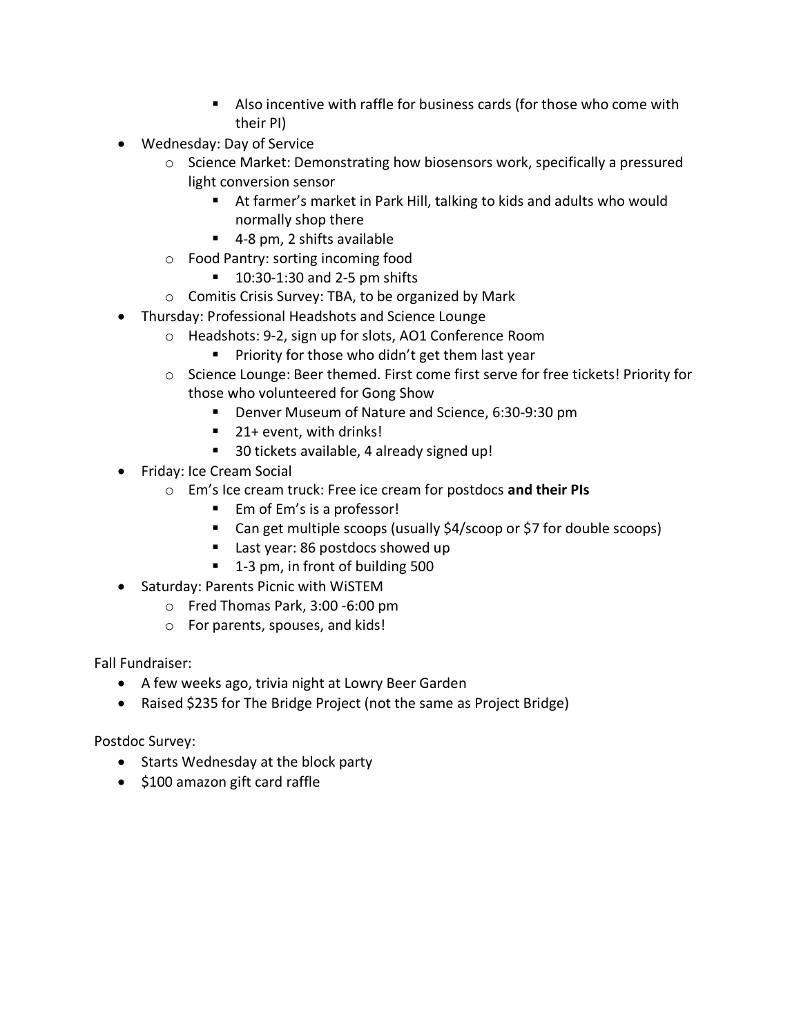- Also incentive with raffle for business cards (for those who come with their PI)
- Wednesday: Day of Service
    - Science Market: Demonstrating how biosensors work, specifically a pressured light conversion sensor
        - At farmer's market in Park Hill, talking to kids and adults who would normally shop there
        - 4-8 pm, 2 shifts available
    - Food Pantry: sorting incoming food
        - 10:30-1:30 and 2-5 pm shifts
    - Comitis Crisis Survey: TBA, to be organized by Mark
- Thursday: Professional Headshots and Science Lounge
    - Headshots: 9-2, sign up for slots, AO1 Conference Room
        - Priority for those who didn't get them last year
    - Science Lounge: Beer themed. First come first serve for free tickets! Priority for those who volunteered for Gong Show
        - Denver Museum of Nature and Science, 6:30-9:30 pm
        - 21+ event, with drinks!
        - 30 tickets available, 4 already signed up!
- Friday: Ice Cream Social
    - Em's Ice cream truck: Free ice cream for postdocs **and their PIs**
        - Em of Em's is a professor!
        - Can get multiple scoops (usually $4/scoop or $7 for double scoops)
        - Last year: 86 postdocs showed up
        - 1-3 pm, in front of building 500
- Saturday: Parents Picnic with WiSTEM
    - Fred Thomas Park, 3:00 -6:00 pm
    - For parents, spouses, and kids!

Fall Fundraiser:

- A few weeks ago, trivia night at Lowry Beer Garden
- Raised $235 for The Bridge Project (not the same as Project Bridge)

Postdoc Survey:

- Starts Wednesday at the block party
- $100 amazon gift card raffle